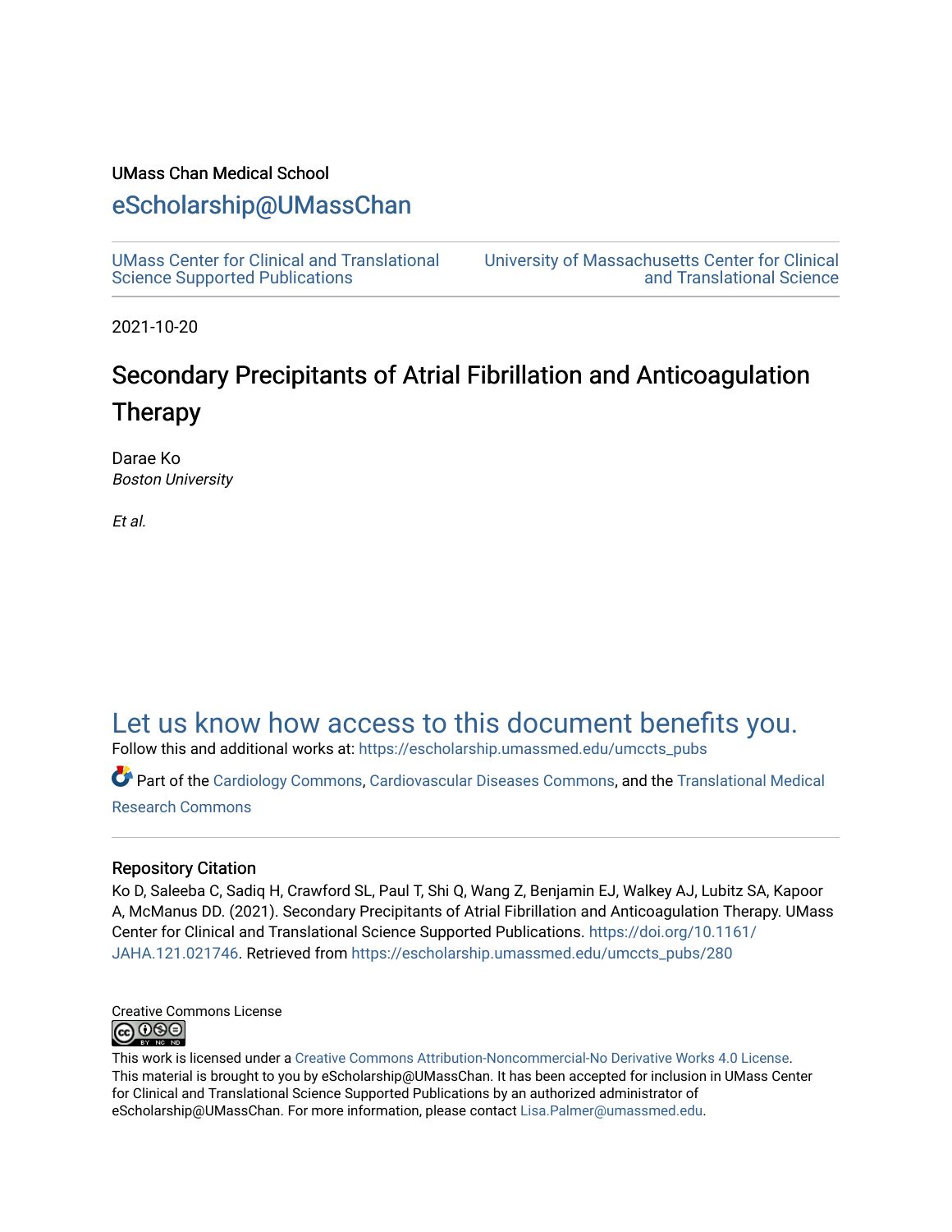UMass Chan Medical School

# eScholarship@UMassChan

UMass Center for Clinical and Translational Science Supported Publications

University of Massachusetts Center for Clinical and Translational Science

2021-10-20

# Secondary Precipitants of Atrial Fibrillation and Anticoagulation Therapy

Darae Ko
*Boston University*

*Et al.*

## Let us know how access to this document benefits you.

Follow this and additional works at: https://escholarship.umassmed.edu/umccts_pubs

Part of the Cardiology Commons, Cardiovascular Diseases Commons, and the Translational Medical Research Commons

### Repository Citation

Ko D, Saleeba C, Sadiq H, Crawford SL, Paul T, Shi Q, Wang Z, Benjamin EJ, Walkey AJ, Lubitz SA, Kapoor A, McManus DD. (2021). Secondary Precipitants of Atrial Fibrillation and Anticoagulation Therapy. UMass Center for Clinical and Translational Science Supported Publications. https://doi.org/10.1161/JAHA.121.021746. Retrieved from https://escholarship.umassmed.edu/umccts_pubs/280

Creative Commons License

This work is licensed under a Creative Commons Attribution-Noncommercial-No Derivative Works 4.0 License. This material is brought to you by eScholarship@UMassChan. It has been accepted for inclusion in UMass Center for Clinical and Translational Science Supported Publications by an authorized administrator of eScholarship@UMassChan. For more information, please contact Lisa.Palmer@umassmed.edu.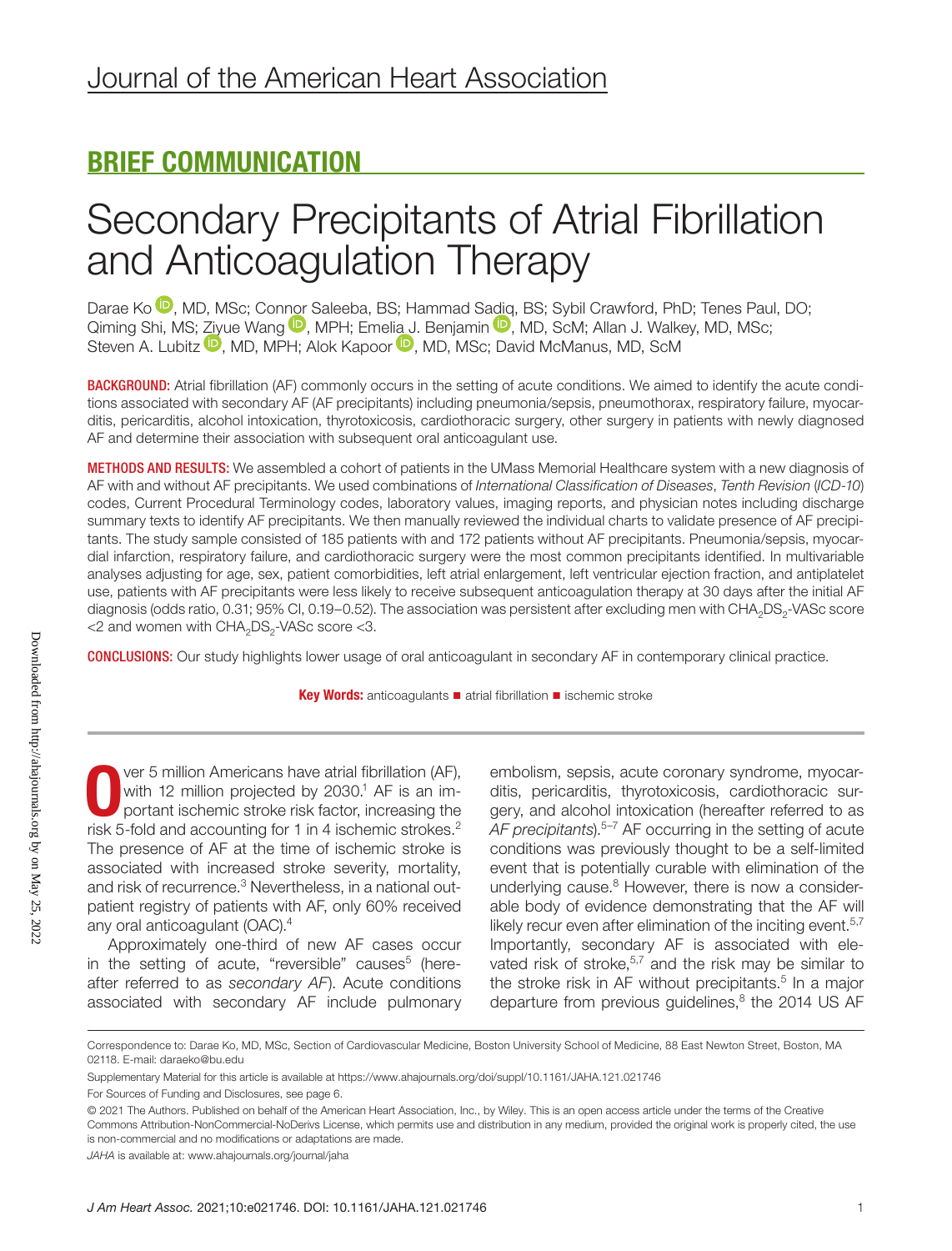# Journal of the American Heart Association

## BRIEF COMMUNICATION

# Secondary Precipitants of Atrial Fibrillation and Anticoagulation Therapy

Darae Ko, MD, MSc; Connor Saleeba, BS; Hammad Sadiq, BS; Sybil Crawford, PhD; Tenes Paul, DO; Qiming Shi, MS; Ziyue Wang, MPH; Emelia J. Benjamin, MD, ScM; Allan J. Walkey, MD, MSc; Steven A. Lubitz, MD, MPH; Alok Kapoor, MD, MSc; David McManus, MD, ScM

**BACKGROUND:** Atrial fibrillation (AF) commonly occurs in the setting of acute conditions. We aimed to identify the acute conditions associated with secondary AF (AF precipitants) including pneumonia/sepsis, pneumothorax, respiratory failure, myocarditis, pericarditis, alcohol intoxication, thyrotoxicosis, cardiothoracic surgery, other surgery in patients with newly diagnosed AF and determine their association with subsequent oral anticoagulant use.

**METHODS AND RESULTS:** We assembled a cohort of patients in the UMass Memorial Healthcare system with a new diagnosis of AF with and without AF precipitants. We used combinations of *International Classification of Diseases*, *Tenth Revision* (*ICD-10*) codes, Current Procedural Terminology codes, laboratory values, imaging reports, and physician notes including discharge summary texts to identify AF precipitants. We then manually reviewed the individual charts to validate presence of AF precipitants. The study sample consisted of 185 patients with and 172 patients without AF precipitants. Pneumonia/sepsis, myocardial infarction, respiratory failure, and cardiothoracic surgery were the most common precipitants identified. In multivariable analyses adjusting for age, sex, patient comorbidities, left atrial enlargement, left ventricular ejection fraction, and antiplatelet use, patients with AF precipitants were less likely to receive subsequent anticoagulation therapy at 30 days after the initial AF diagnosis (odds ratio, 0.31; 95% CI, 0.19–0.52). The association was persistent after excluding men with $CHA_2DS_2$-VASc score <2 and women with $CHA_2DS_2$-VASc score <3.

**CONCLUSIONS:** Our study highlights lower usage of oral anticoagulant in secondary AF in contemporary clinical practice.

**Key Words:** anticoagulants ■ atrial fibrillation ■ ischemic stroke

Over 5 million Americans have atrial fibrillation (AF), with 12 million projected by 2030.[1] AF is an important ischemic stroke risk factor, increasing the risk 5-fold and accounting for 1 in 4 ischemic strokes.[2] The presence of AF at the time of ischemic stroke is associated with increased stroke severity, mortality, and risk of recurrence.[3] Nevertheless, in a national outpatient registry of patients with AF, only 60% received any oral anticoagulant (OAC).[4]

Approximately one-third of new AF cases occur in the setting of acute, "reversible" causes[5] (hereafter referred to as *secondary AF*). Acute conditions associated with secondary AF include pulmonary embolism, sepsis, acute coronary syndrome, myocarditis, pericarditis, thyrotoxicosis, cardiothoracic surgery, and alcohol intoxication (hereafter referred to as *AF precipitants*).[5–7] AF occurring in the setting of acute conditions was previously thought to be a self-limited event that is potentially curable with elimination of the underlying cause.[8] However, there is now a considerable body of evidence demonstrating that the AF will likely recur even after elimination of the inciting event.[5,7] Importantly, secondary AF is associated with elevated risk of stroke,[5,7] and the risk may be similar to the stroke risk in AF without precipitants.[5] In a major departure from previous guidelines,[8] the 2014 US AF

Correspondence to: Darae Ko, MD, MSc, Section of Cardiovascular Medicine, Boston University School of Medicine, 88 East Newton Street, Boston, MA 02118. E-mail: daraeko@bu.edu

Supplementary Material for this article is available at https://www.ahajournals.org/doi/suppl/10.1161/JAHA.121.021746

For Sources of Funding and Disclosures, see page 6.

© 2021 The Authors. Published on behalf of the American Heart Association, Inc., by Wiley. This is an open access article under the terms of the Creative Commons Attribution-NonCommercial-NoDerivs License, which permits use and distribution in any medium, provided the original work is properly cited, the use is non-commercial and no modifications or adaptations are made.

*JAHA* is available at: www.ahajournals.org/journal/jaha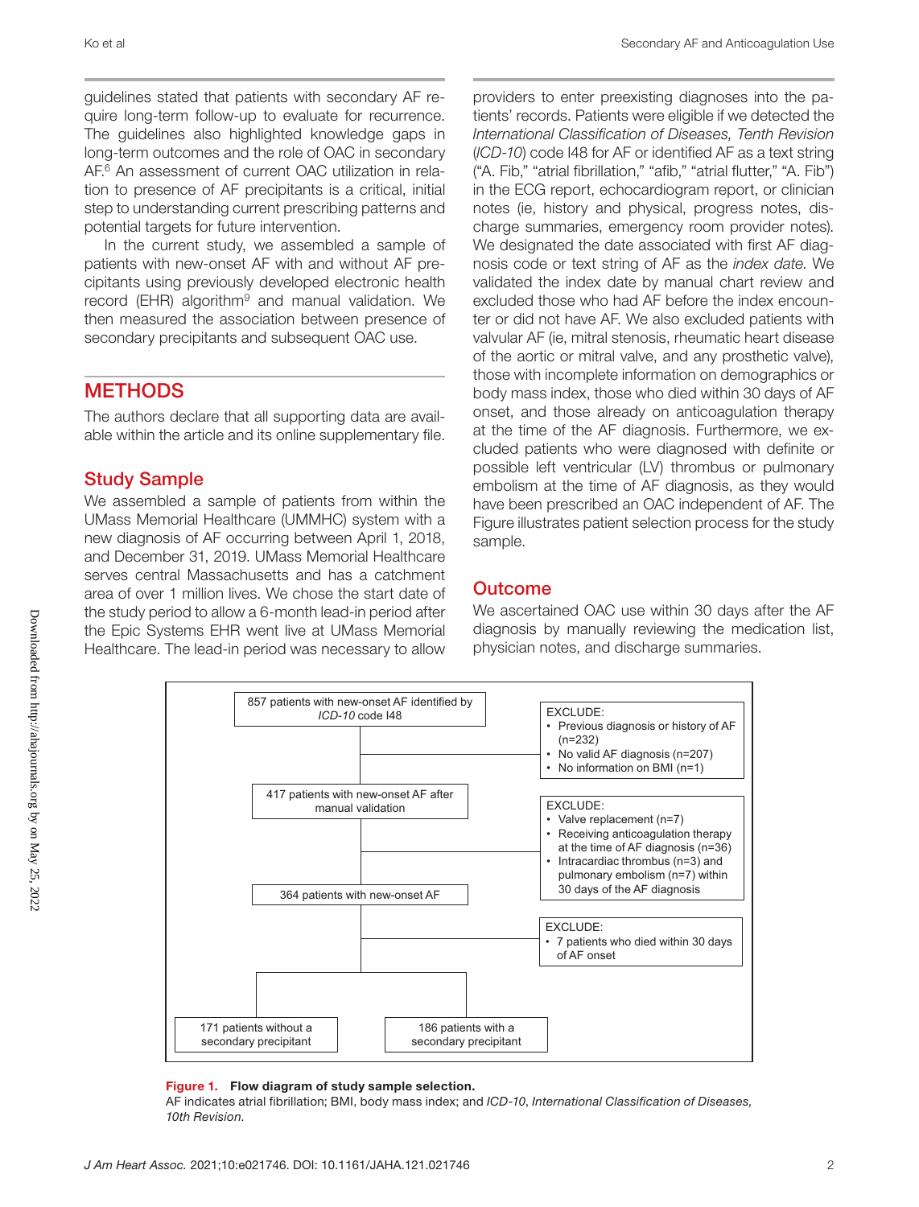guidelines stated that patients with secondary AF require long-term follow-up to evaluate for recurrence. The guidelines also highlighted knowledge gaps in long-term outcomes and the role of OAC in secondary AF.[6] An assessment of current OAC utilization in relation to presence of AF precipitants is a critical, initial step to understanding current prescribing patterns and potential targets for future intervention.

In the current study, we assembled a sample of patients with new-onset AF with and without AF precipitants using previously developed electronic health record (EHR) algorithm[9] and manual validation. We then measured the association between presence of secondary precipitants and subsequent OAC use.

## METHODS

The authors declare that all supporting data are available within the article and its online supplementary file.

### Study Sample

We assembled a sample of patients from within the UMass Memorial Healthcare (UMMHC) system with a new diagnosis of AF occurring between April 1, 2018, and December 31, 2019. UMass Memorial Healthcare serves central Massachusetts and has a catchment area of over 1 million lives. We chose the start date of the study period to allow a 6-month lead-in period after the Epic Systems EHR went live at UMass Memorial Healthcare. The lead-in period was necessary to allow providers to enter preexisting diagnoses into the patients' records. Patients were eligible if we detected the *International Classification of Diseases, Tenth Revision* (*ICD-10*) code I48 for AF or identified AF as a text string ("A. Fib," "atrial fibrillation," "afib," "atrial flutter," "A. Fib") in the ECG report, echocardiogram report, or clinician notes (ie, history and physical, progress notes, discharge summaries, emergency room provider notes). We designated the date associated with first AF diagnosis code or text string of AF as the *index date*. We validated the index date by manual chart review and excluded those who had AF before the index encounter or did not have AF. We also excluded patients with valvular AF (ie, mitral stenosis, rheumatic heart disease of the aortic or mitral valve, and any prosthetic valve), those with incomplete information on demographics or body mass index, those who died within 30 days of AF onset, and those already on anticoagulation therapy at the time of the AF diagnosis. Furthermore, we excluded patients who were diagnosed with definite or possible left ventricular (LV) thrombus or pulmonary embolism at the time of AF diagnosis, as they would have been prescribed an OAC independent of AF. The Figure illustrates patient selection process for the study sample.

### Outcome

We ascertained OAC use within 30 days after the AF diagnosis by manually reviewing the medication list, physician notes, and discharge summaries.

857 patients with new-onset AF identified by *ICD-10* code I48

EXCLUDE:
- Previous diagnosis or history of AF (n=232)
- No valid AF diagnosis (n=207)
- No information on BMI (n=1)

417 patients with new-onset AF after manual validation

EXCLUDE:
- Valve replacement (n=7)
- Receiving anticoagulation therapy at the time of AF diagnosis (n=36)
- Intracardiac thrombus (n=3) and pulmonary embolism (n=7) within 30 days of the AF diagnosis

364 patients with new-onset AF

EXCLUDE:
- 7 patients who died within 30 days of AF onset

171 patients without a secondary precipitant

186 patients with a secondary precipitant

**Figure 1. Flow diagram of study sample selection.**
AF indicates atrial fibrillation; BMI, body mass index; and *ICD-10*, *International Classification of Diseases, 10th Revision*.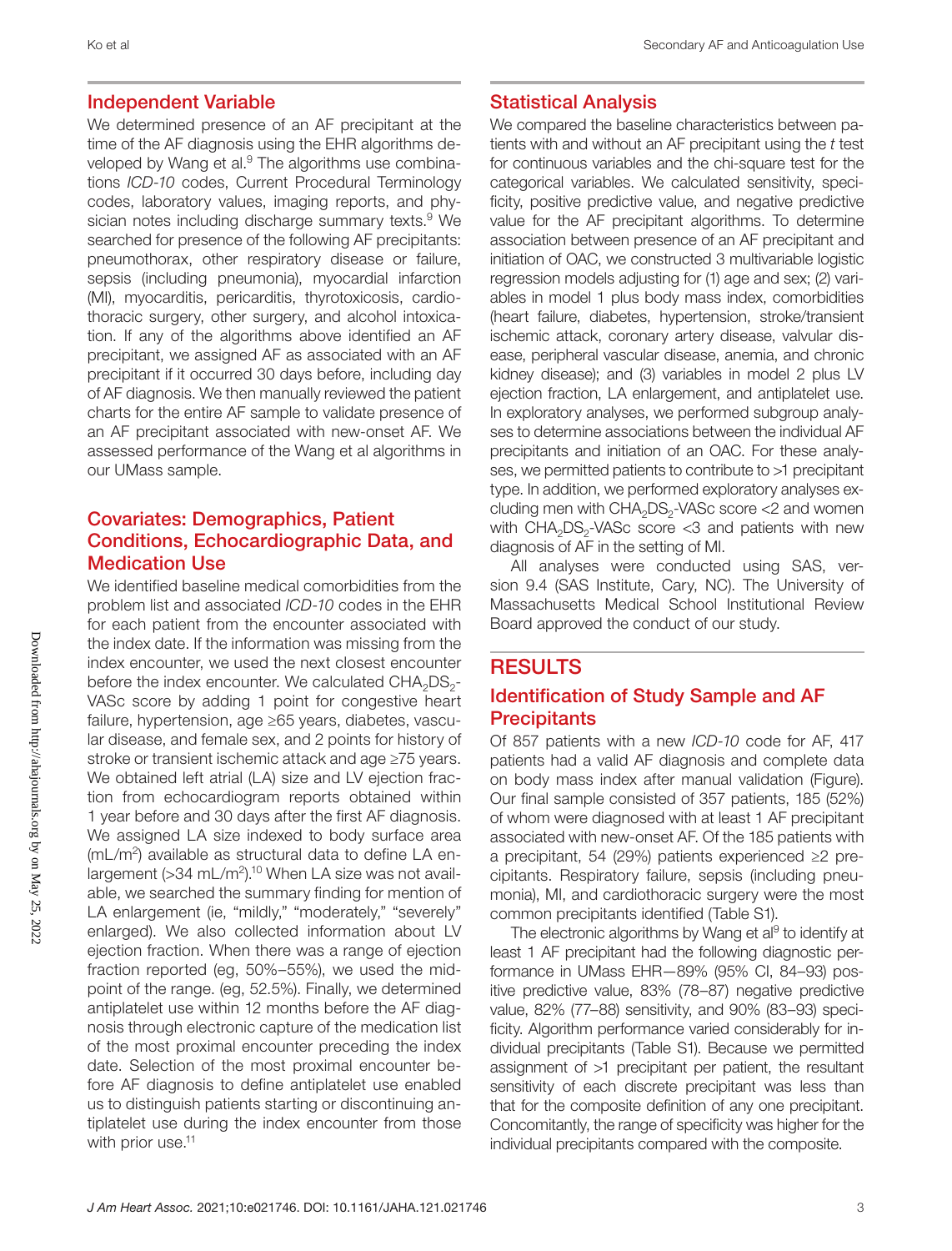## Independent Variable

We determined presence of an AF precipitant at the time of the AF diagnosis using the EHR algorithms developed by Wang et al.[9] The algorithms use combinations *ICD-10* codes, Current Procedural Terminology codes, laboratory values, imaging reports, and physician notes including discharge summary texts.[9] We searched for presence of the following AF precipitants: pneumothorax, other respiratory disease or failure, sepsis (including pneumonia), myocardial infarction (MI), myocarditis, pericarditis, thyrotoxicosis, cardiothoracic surgery, other surgery, and alcohol intoxication. If any of the algorithms above identified an AF precipitant, we assigned AF as associated with an AF precipitant if it occurred 30 days before, including day of AF diagnosis. We then manually reviewed the patient charts for the entire AF sample to validate presence of an AF precipitant associated with new-onset AF. We assessed performance of the Wang et al algorithms in our UMass sample.

## Covariates: Demographics, Patient Conditions, Echocardiographic Data, and Medication Use

We identified baseline medical comorbidities from the problem list and associated *ICD-10* codes in the EHR for each patient from the encounter associated with the index date. If the information was missing from the index encounter, we used the next closest encounter before the index encounter. We calculated $CHA_2DS_2$-VASc score by adding 1 point for congestive heart failure, hypertension, age ≥65 years, diabetes, vascular disease, and female sex, and 2 points for history of stroke or transient ischemic attack and age ≥75 years. We obtained left atrial (LA) size and LV ejection fraction from echocardiogram reports obtained within 1 year before and 30 days after the first AF diagnosis. We assigned LA size indexed to body surface area ($mL/m^2$) available as structural data to define LA enlargement (>34 $mL/m^2$).[10] When LA size was not available, we searched the summary finding for mention of LA enlargement (ie, "mildly," "moderately," "severely" enlarged). We also collected information about LV ejection fraction. When there was a range of ejection fraction reported (eg, 50%–55%), we used the midpoint of the range. (eg, 52.5%). Finally, we determined antiplatelet use within 12 months before the AF diagnosis through electronic capture of the medication list of the most proximal encounter preceding the index date. Selection of the most proximal encounter before AF diagnosis to define antiplatelet use enabled us to distinguish patients starting or discontinuing antiplatelet use during the index encounter from those with prior use.[11]

## Statistical Analysis

We compared the baseline characteristics between patients with and without an AF precipitant using the *t* test for continuous variables and the chi-square test for the categorical variables. We calculated sensitivity, specificity, positive predictive value, and negative predictive value for the AF precipitant algorithms. To determine association between presence of an AF precipitant and initiation of OAC, we constructed 3 multivariable logistic regression models adjusting for (1) age and sex; (2) variables in model 1 plus body mass index, comorbidities (heart failure, diabetes, hypertension, stroke/transient ischemic attack, coronary artery disease, valvular disease, peripheral vascular disease, anemia, and chronic kidney disease); and (3) variables in model 2 plus LV ejection fraction, LA enlargement, and antiplatelet use. In exploratory analyses, we performed subgroup analyses to determine associations between the individual AF precipitants and initiation of an OAC. For these analyses, we permitted patients to contribute to >1 precipitant type. In addition, we performed exploratory analyses excluding men with $CHA_2DS_2$-VASc score <2 and women with $CHA_2DS_2$-VASc score <3 and patients with new diagnosis of AF in the setting of MI.

All analyses were conducted using SAS, version 9.4 (SAS Institute, Cary, NC). The University of Massachusetts Medical School Institutional Review Board approved the conduct of our study.

# RESULTS

## Identification of Study Sample and AF Precipitants

Of 857 patients with a new *ICD-10* code for AF, 417 patients had a valid AF diagnosis and complete data on body mass index after manual validation (Figure). Our final sample consisted of 357 patients, 185 (52%) of whom were diagnosed with at least 1 AF precipitant associated with new-onset AF. Of the 185 patients with a precipitant, 54 (29%) patients experienced ≥2 precipitants. Respiratory failure, sepsis (including pneumonia), MI, and cardiothoracic surgery were the most common precipitants identified (Table S1).

The electronic algorithms by Wang et al[9] to identify at least 1 AF precipitant had the following diagnostic performance in UMass EHR—89% (95% CI, 84–93) positive predictive value, 83% (78–87) negative predictive value, 82% (77–88) sensitivity, and 90% (83–93) specificity. Algorithm performance varied considerably for individual precipitants (Table S1). Because we permitted assignment of >1 precipitant per patient, the resultant sensitivity of each discrete precipitant was less than that for the composite definition of any one precipitant. Concomitantly, the range of specificity was higher for the individual precipitants compared with the composite.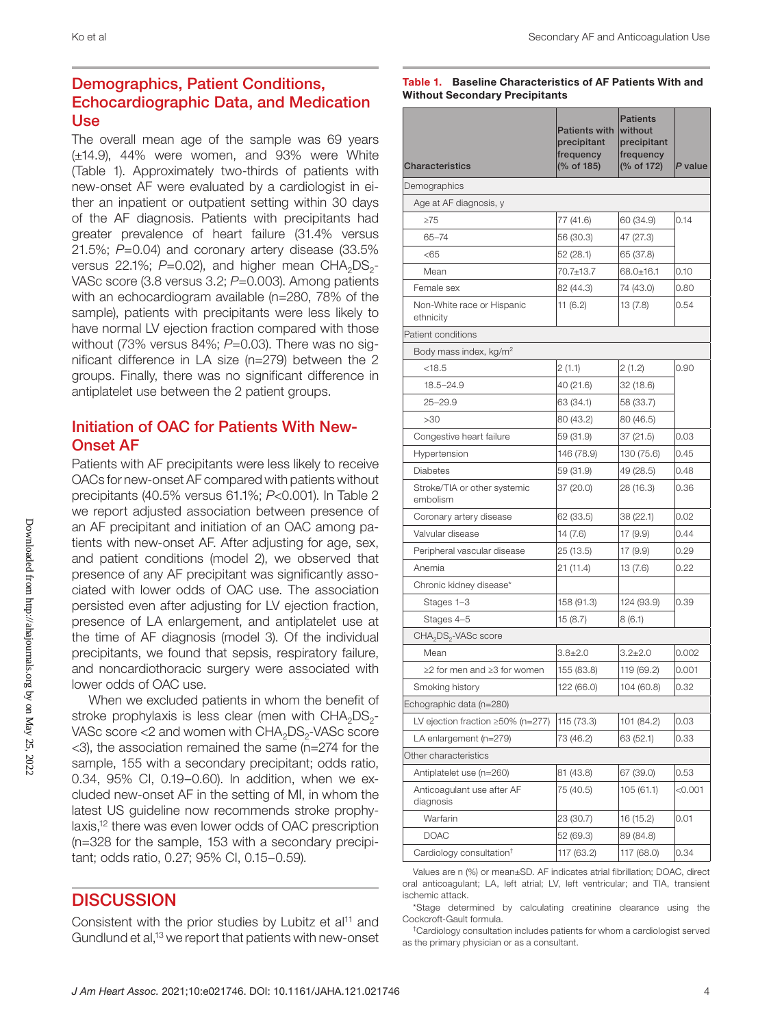## Demographics, Patient Conditions, Echocardiographic Data, and Medication Use

The overall mean age of the sample was 69 years (±14.9), 44% were women, and 93% were White (Table 1). Approximately two-thirds of patients with new-onset AF were evaluated by a cardiologist in either an inpatient or outpatient setting within 30 days of the AF diagnosis. Patients with precipitants had greater prevalence of heart failure (31.4% versus 21.5%; $P$=0.04) and coronary artery disease (33.5% versus 22.1%; $P$=0.02), and higher mean $CHA_2DS_2$-VASc score (3.8 versus 3.2; $P$=0.003). Among patients with an echocardiogram available (n=280, 78% of the sample), patients with precipitants were less likely to have normal LV ejection fraction compared with those without (73% versus 84%; $P$=0.03). There was no significant difference in LA size (n=279) between the 2 groups. Finally, there was no significant difference in antiplatelet use between the 2 patient groups.

## Initiation of OAC for Patients With New-Onset AF

Patients with AF precipitants were less likely to receive OACs for new-onset AF compared with patients without precipitants (40.5% versus 61.1%; $P$<0.001). In Table 2 we report adjusted association between presence of an AF precipitant and initiation of an OAC among patients with new-onset AF. After adjusting for age, sex, and patient conditions (model 2), we observed that presence of any AF precipitant was significantly associated with lower odds of OAC use. The association persisted even after adjusting for LV ejection fraction, presence of LA enlargement, and antiplatelet use at the time of AF diagnosis (model 3). Of the individual precipitants, we found that sepsis, respiratory failure, and noncardiothoracic surgery were associated with lower odds of OAC use.

When we excluded patients in whom the benefit of stroke prophylaxis is less clear (men with $CHA_2DS_2$-VASc score <2 and women with $CHA_2DS_2$-VASc score <3), the association remained the same (n=274 for the sample, 155 with a secondary precipitant; odds ratio, 0.34, 95% CI, 0.19–0.60). In addition, when we excluded new-onset AF in the setting of MI, in whom the latest US guideline now recommends stroke prophylaxis,[12] there was even lower odds of OAC prescription (n=328 for the sample, 153 with a secondary precipitant; odds ratio, 0.27; 95% CI, 0.15–0.59).

**Table 1. Baseline Characteristics of AF Patients With and Without Secondary Precipitants**

| Characteristics | Patients with precipitant frequency (% of 185) | Patients without precipitant frequency (% of 172) | $P$ value |
|---|---|---|---|
| Demographics | | | |
| Age at AF diagnosis, y | | | |
| ≥75 | 77 (41.6) | 60 (34.9) | 0.14 |
| 65–74 | 56 (30.3) | 47 (27.3) | |
| <65 | 52 (28.1) | 65 (37.8) | |
| Mean | 70.7±13.7 | 68.0±16.1 | 0.10 |
| Female sex | 82 (44.3) | 74 (43.0) | 0.80 |
| Non-White race or Hispanic ethnicity | 11 (6.2) | 13 (7.8) | 0.54 |
| Patient conditions | | | |
| Body mass index, kg/m$^2$ | | | |
| <18.5 | 2 (1.1) | 2 (1.2) | 0.90 |
| 18.5–24.9 | 40 (21.6) | 32 (18.6) | |
| 25–29.9 | 63 (34.1) | 58 (33.7) | |
| >30 | 80 (43.2) | 80 (46.5) | |
| Congestive heart failure | 59 (31.9) | 37 (21.5) | 0.03 |
| Hypertension | 146 (78.9) | 130 (75.6) | 0.45 |
| Diabetes | 59 (31.9) | 49 (28.5) | 0.48 |
| Stroke/TIA or other systemic embolism | 37 (20.0) | 28 (16.3) | 0.36 |
| Coronary artery disease | 62 (33.5) | 38 (22.1) | 0.02 |
| Valvular disease | 14 (7.6) | 17 (9.9) | 0.44 |
| Peripheral vascular disease | 25 (13.5) | 17 (9.9) | 0.29 |
| Anemia | 21 (11.4) | 13 (7.6) | 0.22 |
| Chronic kidney disease* | | | |
| Stages 1–3 | 158 (91.3) | 124 (93.9) | 0.39 |
| Stages 4–5 | 15 (8.7) | 8 (6.1) | |
| $CHA_2DS_2$-VASc score | | | |
| Mean | 3.8±2.0 | 3.2±2.0 | 0.002 |
| ≥2 for men and ≥3 for women | 155 (83.8) | 119 (69.2) | 0.001 |
| Smoking history | 122 (66.0) | 104 (60.8) | 0.32 |
| Echographic data (n=280) | | | |
| LV ejection fraction ≥50% (n=277) | 115 (73.3) | 101 (84.2) | 0.03 |
| LA enlargement (n=279) | 73 (46.2) | 63 (52.1) | 0.33 |
| Other characteristics | | | |
| Antiplatelet use (n=260) | 81 (43.8) | 67 (39.0) | 0.53 |
| Anticoagulant use after AF diagnosis | 75 (40.5) | 105 (61.1) | <0.001 |
| Warfarin | 23 (30.7) | 16 (15.2) | 0.01 |
| DOAC | 52 (69.3) | 89 (84.8) | |
| Cardiology consultation† | 117 (63.2) | 117 (68.0) | 0.34 |

Values are n (%) or mean±SD. AF indicates atrial fibrillation; DOAC, direct oral anticoagulant; LA, left atrial; LV, left ventricular; and TIA, transient ischemic attack.

*Stage determined by calculating creatinine clearance using the Cockcroft-Gault formula.

†Cardiology consultation includes patients for whom a cardiologist served as the primary physician or as a consultant.

## DISCUSSION

Consistent with the prior studies by Lubitz et al[11] and Gundlund et al,[13] we report that patients with new-onset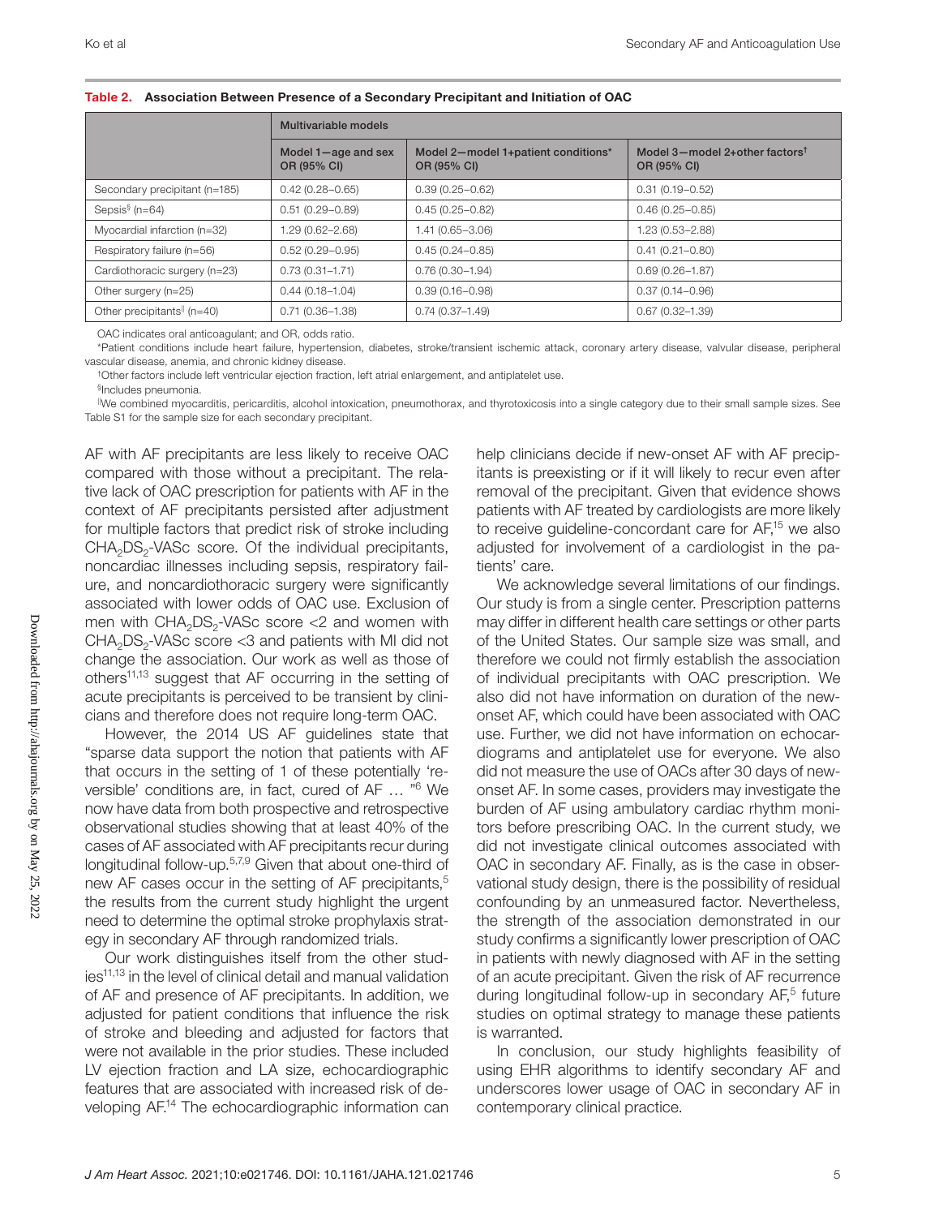**Table 2. Association Between Presence of a Secondary Precipitant and Initiation of OAC**

| | Multivariable models | | |
|---|---|---|---|
| | Model 1—age and sex OR (95% CI) | Model 2—model 1+patient conditions* OR (95% CI) | Model 3—model 2+other factors† OR (95% CI) |
| Secondary precipitant (n=185) | 0.42 (0.28–0.65) | 0.39 (0.25–0.62) | 0.31 (0.19–0.52) |
| Sepsis§ (n=64) | 0.51 (0.29–0.89) | 0.45 (0.25–0.82) | 0.46 (0.25–0.85) |
| Myocardial infarction (n=32) | 1.29 (0.62–2.68) | 1.41 (0.65–3.06) | 1.23 (0.53–2.88) |
| Respiratory failure (n=56) | 0.52 (0.29–0.95) | 0.45 (0.24–0.85) | 0.41 (0.21–0.80) |
| Cardiothoracic surgery (n=23) | 0.73 (0.31–1.71) | 0.76 (0.30–1.94) | 0.69 (0.26–1.87) |
| Other surgery (n=25) | 0.44 (0.18–1.04) | 0.39 (0.16–0.98) | 0.37 (0.14–0.96) |
| Other precipitants‖ (n=40) | 0.71 (0.36–1.38) | 0.74 (0.37–1.49) | 0.67 (0.32–1.39) |

OAC indicates oral anticoagulant; and OR, odds ratio.

*Patient conditions include heart failure, hypertension, diabetes, stroke/transient ischemic attack, coronary artery disease, valvular disease, peripheral vascular disease, anemia, and chronic kidney disease.

†Other factors include left ventricular ejection fraction, left atrial enlargement, and antiplatelet use.

§Includes pneumonia.

‖We combined myocarditis, pericarditis, alcohol intoxication, pneumothorax, and thyrotoxicosis into a single category due to their small sample sizes. See Table S1 for the sample size for each secondary precipitant.

AF with AF precipitants are less likely to receive OAC compared with those without a precipitant. The relative lack of OAC prescription for patients with AF in the context of AF precipitants persisted after adjustment for multiple factors that predict risk of stroke including $CHA_2DS_2$-VASc score. Of the individual precipitants, noncardiac illnesses including sepsis, respiratory failure, and noncardiothoracic surgery were significantly associated with lower odds of OAC use. Exclusion of men with $CHA_2DS_2$-VASc score <2 and women with $CHA_2DS_2$-VASc score <3 and patients with MI did not change the association. Our work as well as those of others[11,13] suggest that AF occurring in the setting of acute precipitants is perceived to be transient by clinicians and therefore does not require long-term OAC.

However, the 2014 US AF guidelines state that "sparse data support the notion that patients with AF that occurs in the setting of 1 of these potentially 'reversible' conditions are, in fact, cured of AF … "[6] We now have data from both prospective and retrospective observational studies showing that at least 40% of the cases of AF associated with AF precipitants recur during longitudinal follow-up.[5,7,9] Given that about one-third of new AF cases occur in the setting of AF precipitants,[5] the results from the current study highlight the urgent need to determine the optimal stroke prophylaxis strategy in secondary AF through randomized trials.

Our work distinguishes itself from the other studies[11,13] in the level of clinical detail and manual validation of AF and presence of AF precipitants. In addition, we adjusted for patient conditions that influence the risk of stroke and bleeding and adjusted for factors that were not available in the prior studies. These included LV ejection fraction and LA size, echocardiographic features that are associated with increased risk of developing AF.[14] The echocardiographic information can help clinicians decide if new-onset AF with AF precipitants is preexisting or if it will likely to recur even after removal of the precipitant. Given that evidence shows patients with AF treated by cardiologists are more likely to receive guideline-concordant care for AF,[15] we also adjusted for involvement of a cardiologist in the patients' care.

We acknowledge several limitations of our findings. Our study is from a single center. Prescription patterns may differ in different health care settings or other parts of the United States. Our sample size was small, and therefore we could not firmly establish the association of individual precipitants with OAC prescription. We also did not have information on duration of the new-onset AF, which could have been associated with OAC use. Further, we did not have information on echocardiograms and antiplatelet use for everyone. We also did not measure the use of OACs after 30 days of new-onset AF. In some cases, providers may investigate the burden of AF using ambulatory cardiac rhythm monitors before prescribing OAC. In the current study, we did not investigate clinical outcomes associated with OAC in secondary AF. Finally, as is the case in observational study design, there is the possibility of residual confounding by an unmeasured factor. Nevertheless, the strength of the association demonstrated in our study confirms a significantly lower prescription of OAC in patients with newly diagnosed with AF in the setting of an acute precipitant. Given the risk of AF recurrence during longitudinal follow-up in secondary AF,[5] future studies on optimal strategy to manage these patients is warranted.

In conclusion, our study highlights feasibility of using EHR algorithms to identify secondary AF and underscores lower usage of OAC in secondary AF in contemporary clinical practice.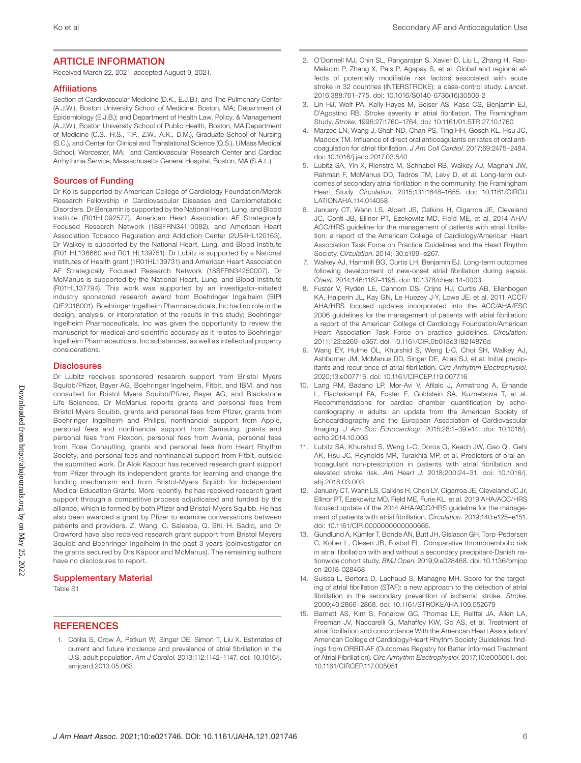## ARTICLE INFORMATION

Received March 22, 2021; accepted August 9, 2021.

### Affiliations

Section of Cardiovascular Medicine (D.K., E.J.B.); and The Pulmonary Center (A.J.W.), Boston University School of Medicine, Boston, MA; Department of Epidemiology (E.J.B.); and Department of Health Law, Policy, & Management (A.J.W.), Boston University School of Public Health, Boston, MA;Department of Medicine (C.S., H.S., T.P., Z.W., A.K., D.M.), Graduate School of Nursing (S.C.), and Center for Clinical and Translational Science (Q.S.), UMass Medical School, Worcester, MA; and Cardiovascular Research Center and Cardiac Arrhythmia Service, Massachusetts General Hospital, Boston, MA (S.A.L.).

### Sources of Funding

Dr Ko is supported by American College of Cardiology Foundation/Merck Research Fellowship in Cardiovascular Diseases and Cardiometabolic Disorders. Dr Benjamin is supported by the National Heart, Lung, and Blood Institute (R01HL092577), American Heart Association AF Strategically Focused Research Network (18SFRN34110082), and American Heart Association Tobacco Regulation and Addiction Center (2U54HL120163). Dr Walkey is supported by the National Heart, Lung, and Blood Institute (R01 HL136660 and R01 HL139751). Dr Lubitz is supported by a National Institutes of Health grant (1R01HL139731) and American Heart Association AF Strategically Focused Research Network (18SFRN34250007). Dr McManus is supported by the National Heart, Lung, and Blood Institute (R01HL137794). This work was supported by an investigator-initiated industry sponsored research award from Boehringer Ingelheim (BIPI QIE2016001). Boehringer Ingelheim Pharmaceuticals, Inc had no role in the design, analysis, or interpretation of the results in this study; Boehringer Ingelheim Pharmaceuticals, Inc was given the opportunity to review the manuscript for medical and scientific accuracy as it relates to Boehringer Ingelheim Pharmaceuticals, Inc substances, as well as intellectual property considerations.

### Disclosures

Dr Lubitz receives sponsored research support from Bristol Myers Squibb/Pfizer, Bayer AG, Boehringer Ingelheim, Fitbit, and IBM, and has consulted for Bristol Myers Squibb/Pfizer, Bayer AG, and Blackstone Life Sciences. Dr McManus reports grants and personal fees from Bristol Myers Squibb, grants and personal fees from Pfizer, grants from Boehringer Ingelheim and Philips, nonfinancial support from Apple, personal fees and nonfinancial support from Samsung, grants and personal fees from Flexcon, personal fees from Avania, personal fees from Rose Consulting, grants and personal fees from Heart Rhythm Society, and personal fees and nonfinancial support from Fitbit, outside the submitted work. Dr Alok Kapoor has received research grant support from Pfizer through its independent grants for learning and change the funding mechanism and from Bristol-Myers Squibb for Independent Medical Education Grants. More recently, he has received research grant support through a competitive process adjudicated and funded by the alliance, which is formed by both Pfizer and Bristol-Myers Squibb. He has also been awarded a grant by Pfizer to examine conversations between patients and providers. Z. Wang, C. Saleeba, Q. Shi, H. Sadiq, and Dr Crawford have also received research grant support from Bristol Meyers Squibb and Boehringer Ingelheim in the past 3 years (coinvestigator on the grants secured by Drs Kapoor and McManus). The remaining authors have no disclosures to report.

### Supplementary Material

Table S1

## REFERENCES

1. Colilla S, Crow A, Petkun W, Singer DE, Simon T, Liu X. Estimates of current and future incidence and prevalence of atrial fibrillation in the U.S. adult population. *Am J Cardiol*. 2013;112:1142–1147. doi: 10.1016/j.amjcard.2013.05.063
2. O'Donnell MJ, Chin SL, Rangarajan S, Xavier D, Liu L, Zhang H, Rao-Melacini P, Zhang X, Pais P, Agapay S, et al. Global and regional effects of potentially modifiable risk factors associated with acute stroke in 32 countries (INTERSTROKE): a case-control study. *Lancet*. 2016;388:761–775. doi: 10.1016/S0140-6736(16)30506-2
3. Lin HJ, Wolf PA, Kelly-Hayes M, Beiser AS, Kase CS, Benjamin EJ, D'Agostino RB. Stroke severity in atrial fibrillation. The Framingham Study. *Stroke*. 1996;27:1760–1764. doi: 10.1161/01.STR.27.10.1760
4. Marzec LN, Wang J, Shah ND, Chan PS, Ting HH, Gosch KL, Hsu JC, Maddox TM. Influence of direct oral anticoagulants on rates of oral anticoagulation for atrial fibrillation. *J Am Coll Cardiol*. 2017;69:2475–2484. doi: 10.1016/j.jacc.2017.03.540
5. Lubitz SA, Yin X, Rienstra M, Schnabel RB, Walkey AJ, Magnani JW, Rahman F, McManus DD, Tadros TM, Levy D, et al. Long-term outcomes of secondary atrial fibrillation in the community: the Framingham Heart Study. *Circulation*. 2015;131:1648–1655. doi: 10.1161/CIRCULATIONAHA.114.014058
6. January CT, Wann LS, Alpert JS, Calkins H, Cigarroa JE, Cleveland JC, Conti JB, Ellinor PT, Ezekowitz MD, Field ME, et al. 2014 AHA/ACC/HRS guideline for the management of patients with atrial fibrillation: a report of the American College of Cardiology/American Heart Association Task Force on Practice Guidelines and the Heart Rhythm Society. *Circulation*. 2014;130:e199–e267.
7. Walkey AJ, Hammill BG, Curtis LH, Benjamin EJ. Long-term outcomes following development of new-onset atrial fibrillation during sepsis. *Chest*. 2014;146:1187–1195. doi: 10.1378/chest.14-0003
8. Fuster V, Rydén LE, Cannom DS, Crijns HJ, Curtis AB, Ellenbogen KA, Halperin JL, Kay GN, Le Huezey J-Y, Lowe JE, et al. 2011 ACCF/AHA/HRS focused updates incorporated into the ACC/AHA/ESC 2006 guidelines for the management of patients with atrial fibrillation: a report of the American College of Cardiology Foundation/American Heart Association Task Force on practice guidelines. *Circulation*. 2011;123:e269–e367. doi: 10.1161/CIR.0b013e318214876d
9. Wang EY, Hulme OL, Khurshid S, Weng L-C, Choi SH, Walkey AJ, Ashburner JM, McManus DD, Singer DE, Atlas SJ, et al. Initial precipitants and recurrence of atrial fibrillation. *Circ Arrhythm Electrophysiol*. 2020;13:e007716. doi: 10.1161/CIRCEP.119.007716
10. Lang RM, Badano LP, Mor-Avi V, Afilalo J, Armstrong A, Ernande L, Flachskampf FA, Foster E, Goldstein SA, Kuznetsova T, et al. Recommendations for cardiac chamber quantification by echocardiography in adults: an update from the American Society of Echocardiography and the European Association of Cardiovascular Imaging. *J Am Soc Echocardiogr*. 2015;28:1–39.e14. doi: 10.1016/j.echo.2014.10.003
11. Lubitz SA, Khurshid S, Weng L-C, Doros G, Keach JW, Gao QI, Gehi AK, Hsu JC, Reynolds MR, Turakhia MP, et al. Predictors of oral anticoagulant non-prescription in patients with atrial fibrillation and elevated stroke risk. *Am Heart J*. 2018;200:24–31. doi: 10.1016/j.ahj.2018.03.003
12. January CT, Wann LS, Calkins H, Chen LY, Cigarroa JE, Cleveland JC Jr, Ellinor PT, Ezekowitz MD, Field ME, Furie KL, et al. 2019 AHA/ACC/HRS focused update of the 2014 AHA/ACC/HRS guideline for the management of patients with atrial fibrillation. *Circulation*. 2019;140:e125–e151. doi: 10.1161/CIR.0000000000000665.
13. Gundlund A, Kümler T, Bonde AN, Butt JH, Gislason GH, Torp-Pedersen C, Køber L, Olesen JB, Fosbøl EL. Comparative thromboembolic risk in atrial fibrillation with and without a secondary precipitant-Danish nationwide cohort study. *BMJ Open*. 2019;9:e028468. doi: 10.1136/bmjopen-2018-028468
14. Suissa L, Bertora D, Lachaud S, Mahagne MH. Score for the targeting of atrial fibrillation (STAF): a new approach to the detection of atrial fibrillation in the secondary prevention of ischemic stroke. *Stroke*. 2009;40:2866–2868. doi: 10.1161/STROKEAHA.109.552679
15. Barnett AS, Kim S, Fonarow GC, Thomas LE, Reiffel JA, Allen LA, Freeman JV, Naccarelli G, Mahaffey KW, Go AS, et al. Treatment of atrial fibrillation and concordance With the American Heart Association/American College of Cardiology/Heart Rhythm Society Guidelines: findings from ORBIT-AF (Outcomes Registry for Better Informed Treatment of Atrial Fibrillation). *Circ Arrhythm Electrophysiol*. 2017;10:e005051. doi: 10.1161/CIRCEP.117.005051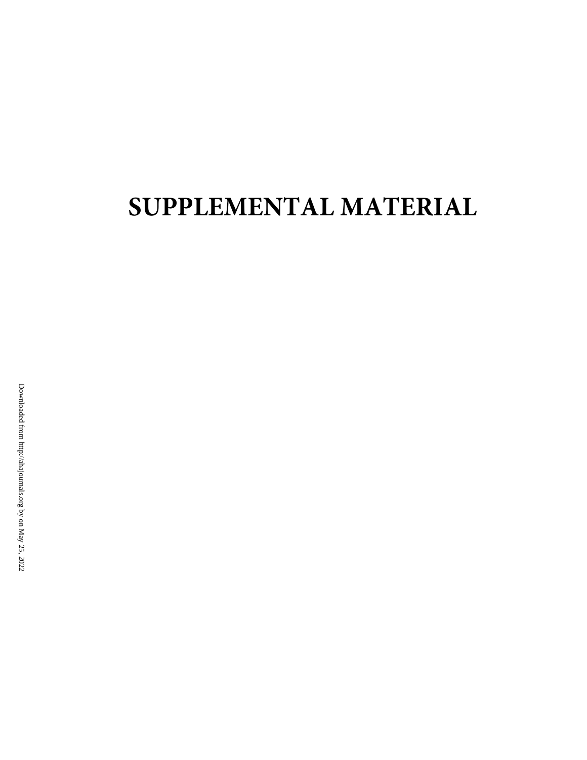# SUPPLEMENTAL MATERIAL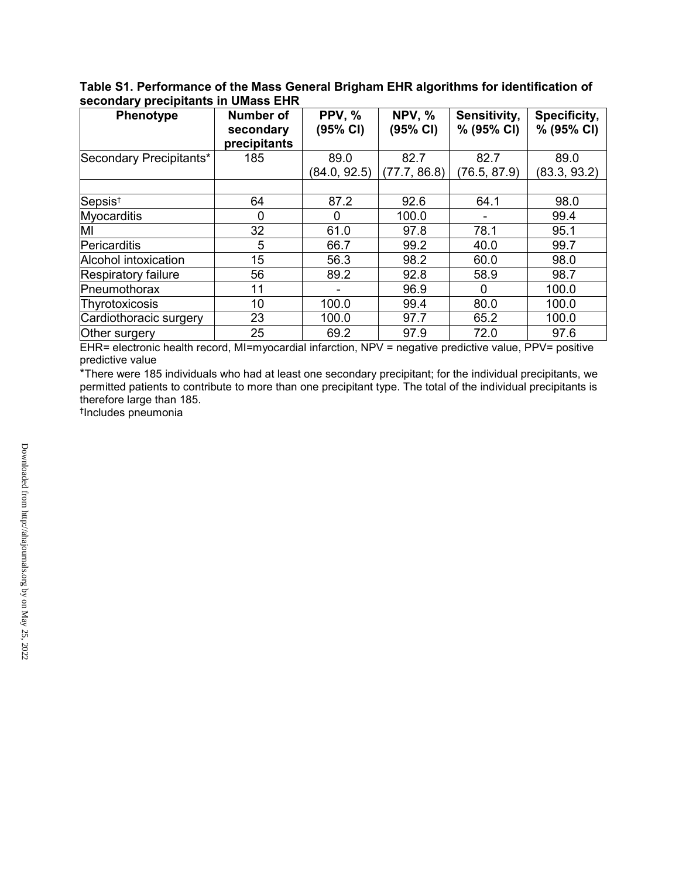**Table S1. Performance of the Mass General Brigham EHR algorithms for identification of secondary precipitants in UMass EHR**

| Phenotype | Number of secondary precipitants | PPV, % (95% CI) | NPV, % (95% CI) | Sensitivity, % (95% CI) | Specificity, % (95% CI) |
|---|---|---|---|---|---|
| Secondary Precipitants* | 185 | 89.0 (84.0, 92.5) | 82.7 (77.7, 86.8) | 82.7 (76.5, 87.9) | 89.0 (83.3, 93.2) |
| | | | | | |
| Sepsis† | 64 | 87.2 | 92.6 | 64.1 | 98.0 |
| Myocarditis | 0 | 0 | 100.0 | - | 99.4 |
| MI | 32 | 61.0 | 97.8 | 78.1 | 95.1 |
| Pericarditis | 5 | 66.7 | 99.2 | 40.0 | 99.7 |
| Alcohol intoxication | 15 | 56.3 | 98.2 | 60.0 | 98.0 |
| Respiratory failure | 56 | 89.2 | 92.8 | 58.9 | 98.7 |
| Pneumothorax | 11 | - | 96.9 | 0 | 100.0 |
| Thyrotoxicosis | 10 | 100.0 | 99.4 | 80.0 | 100.0 |
| Cardiothoracic surgery | 23 | 100.0 | 97.7 | 65.2 | 100.0 |
| Other surgery | 25 | 69.2 | 97.9 | 72.0 | 97.6 |

EHR= electronic health record, MI=myocardial infarction, NPV = negative predictive value, PPV= positive predictive value

*There were 185 individuals who had at least one secondary precipitant; for the individual precipitants, we permitted patients to contribute to more than one precipitant type. The total of the individual precipitants is therefore large than 185.

†Includes pneumonia